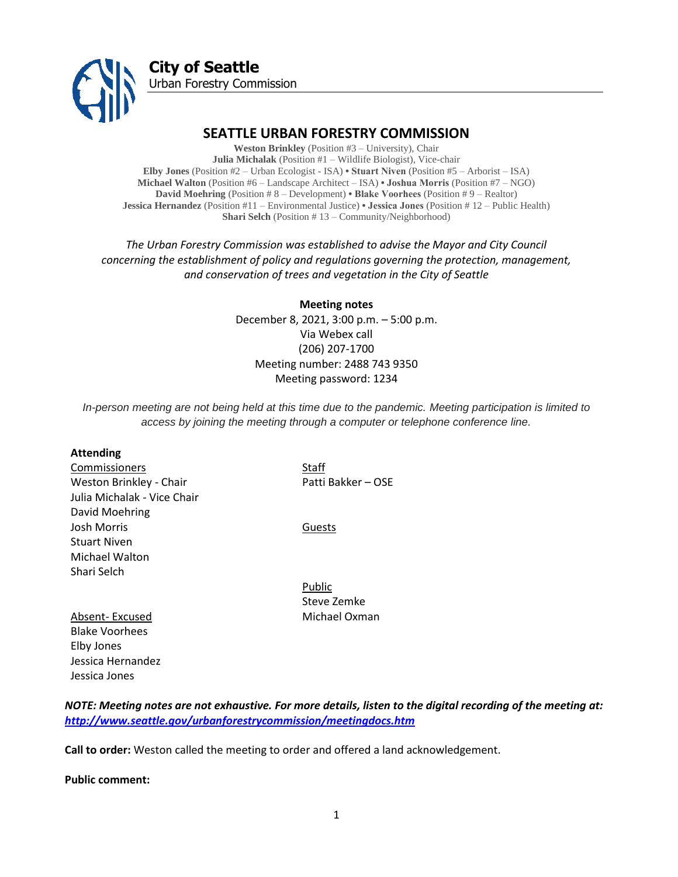**City of Seattle**
Urban Forestry Commission

# SEATTLE URBAN FORESTRY COMMISSION

**Weston Brinkley** (Position #3 – University), Chair
**Julia Michalak** (Position #1 – Wildlife Biologist), Vice-chair
**Elby Jones** (Position #2 – Urban Ecologist - ISA) • **Stuart Niven** (Position #5 – Arborist – ISA)
**Michael Walton** (Position #6 – Landscape Architect – ISA) • **Joshua Morris** (Position #7 – NGO)
**David Moehring** (Position # 8 – Development) • **Blake Voorhees** (Position # 9 – Realtor)
**Jessica Hernandez** (Position #11 – Environmental Justice) • **Jessica Jones** (Position # 12 – Public Health)
**Shari Selch** (Position # 13 – Community/Neighborhood)

*The Urban Forestry Commission was established to advise the Mayor and City Council concerning the establishment of policy and regulations governing the protection, management, and conservation of trees and vegetation in the City of Seattle*

**Meeting notes**
December 8, 2021, 3:00 p.m. – 5:00 p.m.
Via Webex call
(206) 207-1700
Meeting number: 2488 743 9350
Meeting password: 1234

*In-person meeting are not being held at this time due to the pandemic. Meeting participation is limited to access by joining the meeting through a computer or telephone conference line.*

**Attending**

Commissioners
Weston Brinkley - Chair
Julia Michalak - Vice Chair
David Moehring
Josh Morris
Stuart Niven
Michael Walton
Shari Selch

Staff
Patti Bakker – OSE

Guests

Public
Steve Zemke
Michael Oxman

Absent- Excused
Blake Voorhees
Elby Jones
Jessica Hernandez
Jessica Jones

***NOTE: Meeting notes are not exhaustive. For more details, listen to the digital recording of the meeting at: http://www.seattle.gov/urbanforestrycommission/meetingdocs.htm***

**Call to order:** Weston called the meeting to order and offered a land acknowledgement.

**Public comment:**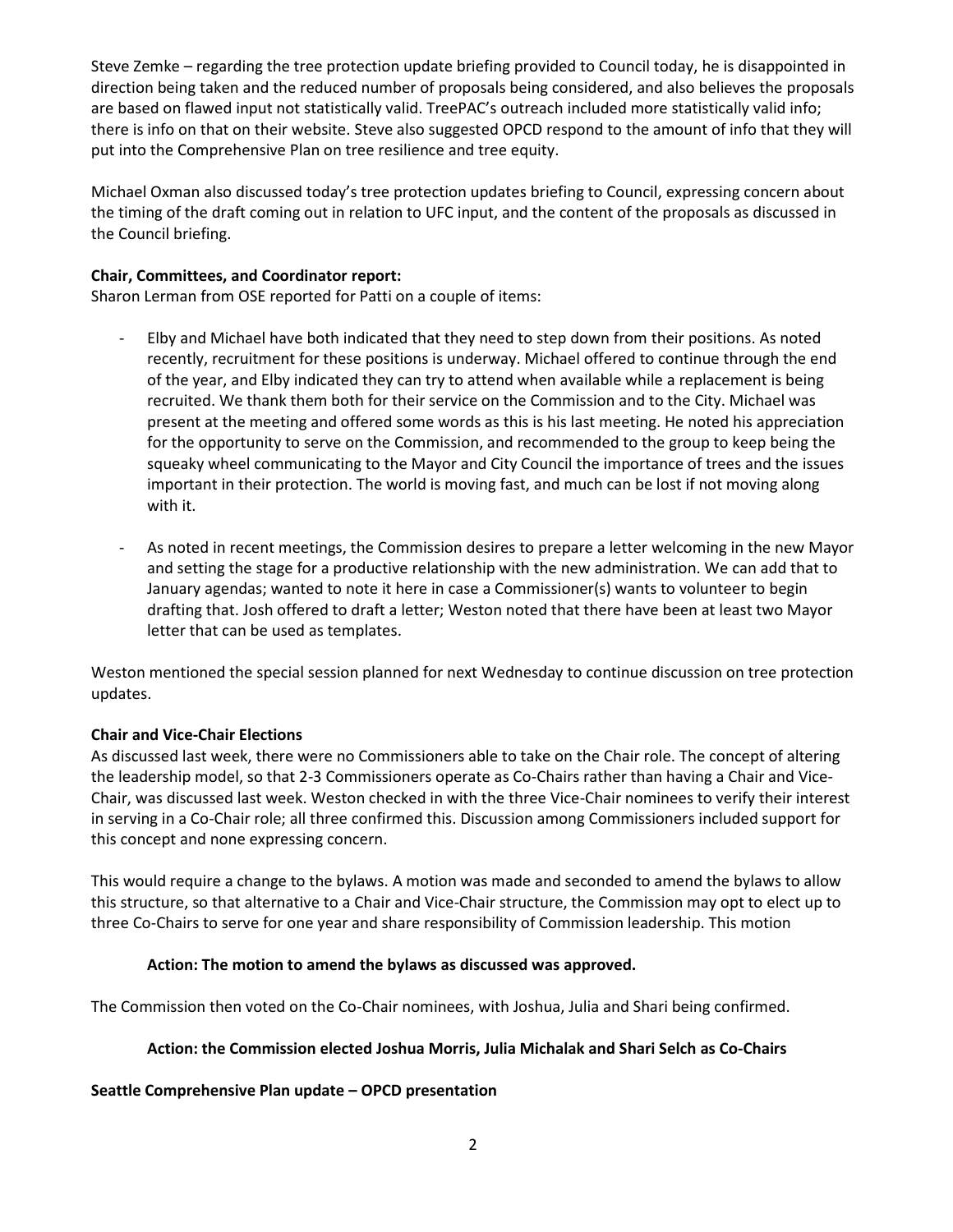Steve Zemke – regarding the tree protection update briefing provided to Council today, he is disappointed in direction being taken and the reduced number of proposals being considered, and also believes the proposals are based on flawed input not statistically valid. TreePAC's outreach included more statistically valid info; there is info on that on their website. Steve also suggested OPCD respond to the amount of info that they will put into the Comprehensive Plan on tree resilience and tree equity.

Michael Oxman also discussed today's tree protection updates briefing to Council, expressing concern about the timing of the draft coming out in relation to UFC input, and the content of the proposals as discussed in the Council briefing.

**Chair, Committees, and Coordinator report:**

Sharon Lerman from OSE reported for Patti on a couple of items:

- Elby and Michael have both indicated that they need to step down from their positions. As noted recently, recruitment for these positions is underway. Michael offered to continue through the end of the year, and Elby indicated they can try to attend when available while a replacement is being recruited. We thank them both for their service on the Commission and to the City. Michael was present at the meeting and offered some words as this is his last meeting. He noted his appreciation for the opportunity to serve on the Commission, and recommended to the group to keep being the squeaky wheel communicating to the Mayor and City Council the importance of trees and the issues important in their protection. The world is moving fast, and much can be lost if not moving along with it.

- As noted in recent meetings, the Commission desires to prepare a letter welcoming in the new Mayor and setting the stage for a productive relationship with the new administration. We can add that to January agendas; wanted to note it here in case a Commissioner(s) wants to volunteer to begin drafting that. Josh offered to draft a letter; Weston noted that there have been at least two Mayor letter that can be used as templates.

Weston mentioned the special session planned for next Wednesday to continue discussion on tree protection updates.

**Chair and Vice-Chair Elections**

As discussed last week, there were no Commissioners able to take on the Chair role. The concept of altering the leadership model, so that 2-3 Commissioners operate as Co-Chairs rather than having a Chair and Vice-Chair, was discussed last week. Weston checked in with the three Vice-Chair nominees to verify their interest in serving in a Co-Chair role; all three confirmed this. Discussion among Commissioners included support for this concept and none expressing concern.

This would require a change to the bylaws. A motion was made and seconded to amend the bylaws to allow this structure, so that alternative to a Chair and Vice-Chair structure, the Commission may opt to elect up to three Co-Chairs to serve for one year and share responsibility of Commission leadership. This motion

**Action: The motion to amend the bylaws as discussed was approved.**

The Commission then voted on the Co-Chair nominees, with Joshua, Julia and Shari being confirmed.

**Action: the Commission elected Joshua Morris, Julia Michalak and Shari Selch as Co-Chairs**

**Seattle Comprehensive Plan update – OPCD presentation**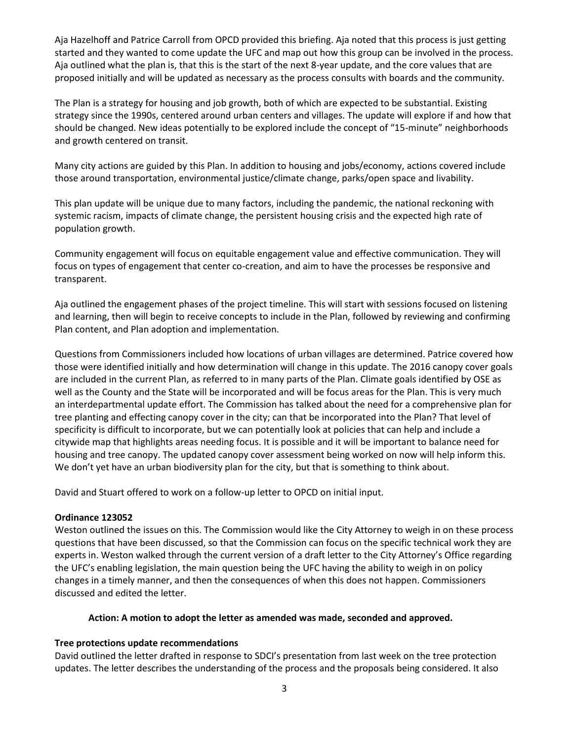Aja Hazelhoff and Patrice Carroll from OPCD provided this briefing. Aja noted that this process is just getting started and they wanted to come update the UFC and map out how this group can be involved in the process. Aja outlined what the plan is, that this is the start of the next 8-year update, and the core values that are proposed initially and will be updated as necessary as the process consults with boards and the community.

The Plan is a strategy for housing and job growth, both of which are expected to be substantial. Existing strategy since the 1990s, centered around urban centers and villages. The update will explore if and how that should be changed. New ideas potentially to be explored include the concept of "15-minute" neighborhoods and growth centered on transit.

Many city actions are guided by this Plan. In addition to housing and jobs/economy, actions covered include those around transportation, environmental justice/climate change, parks/open space and livability.

This plan update will be unique due to many factors, including the pandemic, the national reckoning with systemic racism, impacts of climate change, the persistent housing crisis and the expected high rate of population growth.

Community engagement will focus on equitable engagement value and effective communication. They will focus on types of engagement that center co-creation, and aim to have the processes be responsive and transparent.

Aja outlined the engagement phases of the project timeline. This will start with sessions focused on listening and learning, then will begin to receive concepts to include in the Plan, followed by reviewing and confirming Plan content, and Plan adoption and implementation.

Questions from Commissioners included how locations of urban villages are determined. Patrice covered how those were identified initially and how determination will change in this update. The 2016 canopy cover goals are included in the current Plan, as referred to in many parts of the Plan. Climate goals identified by OSE as well as the County and the State will be incorporated and will be focus areas for the Plan. This is very much an interdepartmental update effort. The Commission has talked about the need for a comprehensive plan for tree planting and effecting canopy cover in the city; can that be incorporated into the Plan? That level of specificity is difficult to incorporate, but we can potentially look at policies that can help and include a citywide map that highlights areas needing focus. It is possible and it will be important to balance need for housing and tree canopy. The updated canopy cover assessment being worked on now will help inform this. We don't yet have an urban biodiversity plan for the city, but that is something to think about.

David and Stuart offered to work on a follow-up letter to OPCD on initial input.

**Ordinance 123052**

Weston outlined the issues on this. The Commission would like the City Attorney to weigh in on these process questions that have been discussed, so that the Commission can focus on the specific technical work they are experts in. Weston walked through the current version of a draft letter to the City Attorney's Office regarding the UFC's enabling legislation, the main question being the UFC having the ability to weigh in on policy changes in a timely manner, and then the consequences of when this does not happen. Commissioners discussed and edited the letter.

**Action: A motion to adopt the letter as amended was made, seconded and approved.**

**Tree protections update recommendations**

David outlined the letter drafted in response to SDCI's presentation from last week on the tree protection updates. The letter describes the understanding of the process and the proposals being considered. It also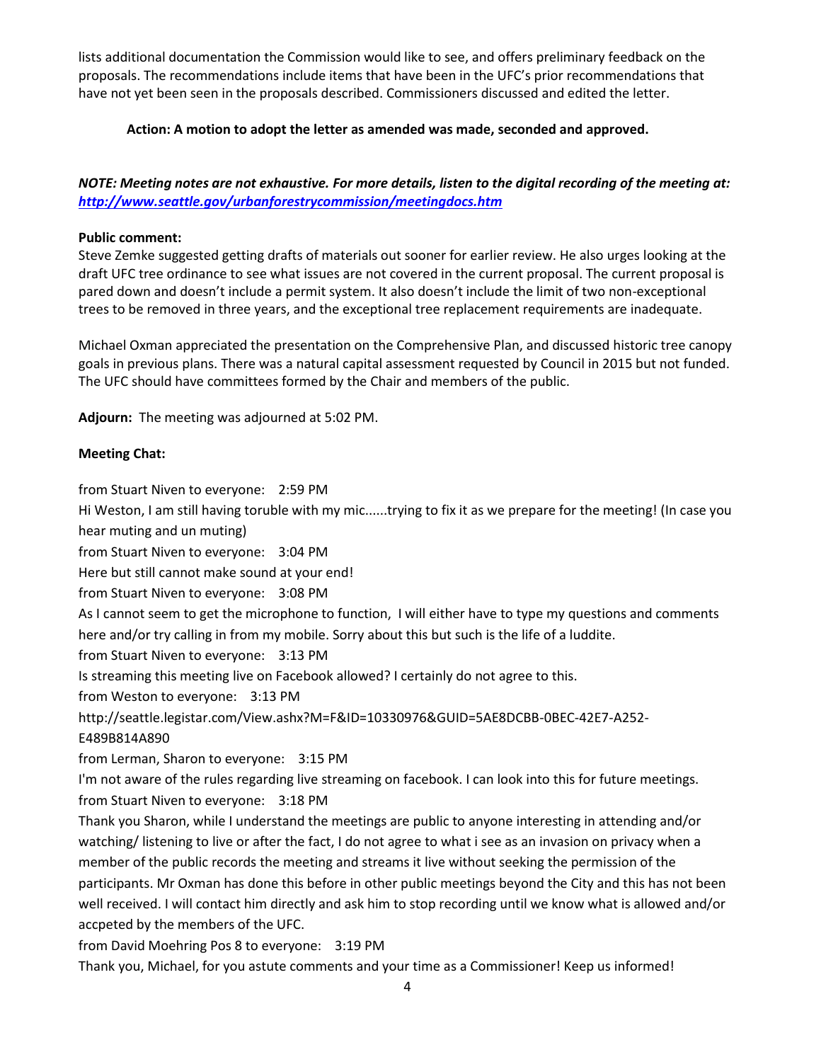lists additional documentation the Commission would like to see, and offers preliminary feedback on the proposals. The recommendations include items that have been in the UFC's prior recommendations that have not yet been seen in the proposals described. Commissioners discussed and edited the letter.

**Action: A motion to adopt the letter as amended was made, seconded and approved.**

***NOTE: Meeting notes are not exhaustive. For more details, listen to the digital recording of the meeting at: [http://www.seattle.gov/urbanforestrycommission/meetingdocs.htm](http://www.seattle.gov/urbanforestrycommission/meetingdocs.htm)***

**Public comment:**
Steve Zemke suggested getting drafts of materials out sooner for earlier review. He also urges looking at the draft UFC tree ordinance to see what issues are not covered in the current proposal. The current proposal is pared down and doesn't include a permit system. It also doesn't include the limit of two non-exceptional trees to be removed in three years, and the exceptional tree replacement requirements are inadequate.

Michael Oxman appreciated the presentation on the Comprehensive Plan, and discussed historic tree canopy goals in previous plans. There was a natural capital assessment requested by Council in 2015 but not funded. The UFC should have committees formed by the Chair and members of the public.

**Adjourn:** The meeting was adjourned at 5:02 PM.

**Meeting Chat:**

from Stuart Niven to everyone: 2:59 PM
Hi Weston, I am still having toruble with my mic......trying to fix it as we prepare for the meeting! (In case you hear muting and un muting)
from Stuart Niven to everyone: 3:04 PM
Here but still cannot make sound at your end!
from Stuart Niven to everyone: 3:08 PM
As I cannot seem to get the microphone to function, I will either have to type my questions and comments here and/or try calling in from my mobile. Sorry about this but such is the life of a luddite.
from Stuart Niven to everyone: 3:13 PM
Is streaming this meeting live on Facebook allowed? I certainly do not agree to this.
from Weston to everyone: 3:13 PM
http://seattle.legistar.com/View.ashx?M=F&ID=10330976&GUID=5AE8DCBB-0BEC-42E7-A252-E489B814A890
from Lerman, Sharon to everyone: 3:15 PM
I'm not aware of the rules regarding live streaming on facebook. I can look into this for future meetings.
from Stuart Niven to everyone: 3:18 PM
Thank you Sharon, while I understand the meetings are public to anyone interesting in attending and/or watching/ listening to live or after the fact, I do not agree to what i see as an invasion on privacy when a member of the public records the meeting and streams it live without seeking the permission of the participants. Mr Oxman has done this before in other public meetings beyond the City and this has not been well received. I will contact him directly and ask him to stop recording until we know what is allowed and/or accpeted by the members of the UFC.
from David Moehring Pos 8 to everyone: 3:19 PM
Thank you, Michael, for you astute comments and your time as a Commissioner! Keep us informed!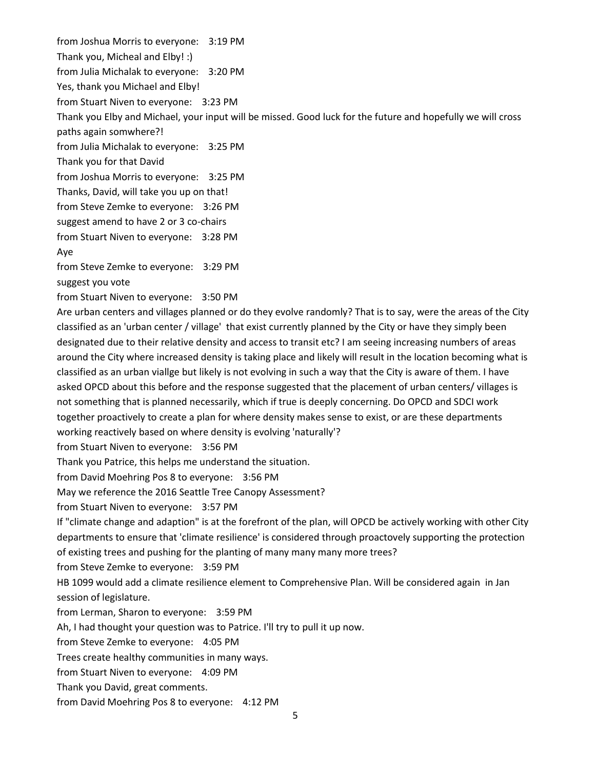from Joshua Morris to everyone: 3:19 PM

Thank you, Micheal and Elby! :)

from Julia Michalak to everyone: 3:20 PM

Yes, thank you Michael and Elby!

from Stuart Niven to everyone: 3:23 PM

Thank you Elby and Michael, your input will be missed. Good luck for the future and hopefully we will cross paths again somwhere?!

from Julia Michalak to everyone: 3:25 PM

Thank you for that David

from Joshua Morris to everyone: 3:25 PM

Thanks, David, will take you up on that!

from Steve Zemke to everyone: 3:26 PM

suggest amend to have 2 or 3 co-chairs

from Stuart Niven to everyone: 3:28 PM

Aye

from Steve Zemke to everyone: 3:29 PM

suggest you vote

from Stuart Niven to everyone: 3:50 PM

Are urban centers and villages planned or do they evolve randomly? That is to say, were the areas of the City classified as an 'urban center / village' that exist currently planned by the City or have they simply been designated due to their relative density and access to transit etc? I am seeing increasing numbers of areas around the City where increased density is taking place and likely will result in the location becoming what is classified as an urban viallge but likely is not evolving in such a way that the City is aware of them. I have asked OPCD about this before and the response suggested that the placement of urban centers/ villages is not something that is planned necessarily, which if true is deeply concerning. Do OPCD and SDCI work together proactively to create a plan for where density makes sense to exist, or are these departments working reactively based on where density is evolving 'naturally'?

from Stuart Niven to everyone: 3:56 PM

Thank you Patrice, this helps me understand the situation.

from David Moehring Pos 8 to everyone: 3:56 PM

May we reference the 2016 Seattle Tree Canopy Assessment?

from Stuart Niven to everyone: 3:57 PM

If "climate change and adaption" is at the forefront of the plan, will OPCD be actively working with other City departments to ensure that 'climate resilience' is considered through proactovely supporting the protection of existing trees and pushing for the planting of many many many more trees?

from Steve Zemke to everyone: 3:59 PM

HB 1099 would add a climate resilience element to Comprehensive Plan. Will be considered again in Jan session of legislature.

from Lerman, Sharon to everyone: 3:59 PM

Ah, I had thought your question was to Patrice. I'll try to pull it up now.

from Steve Zemke to everyone: 4:05 PM

Trees create healthy communities in many ways.

from Stuart Niven to everyone: 4:09 PM

Thank you David, great comments.

from David Moehring Pos 8 to everyone: 4:12 PM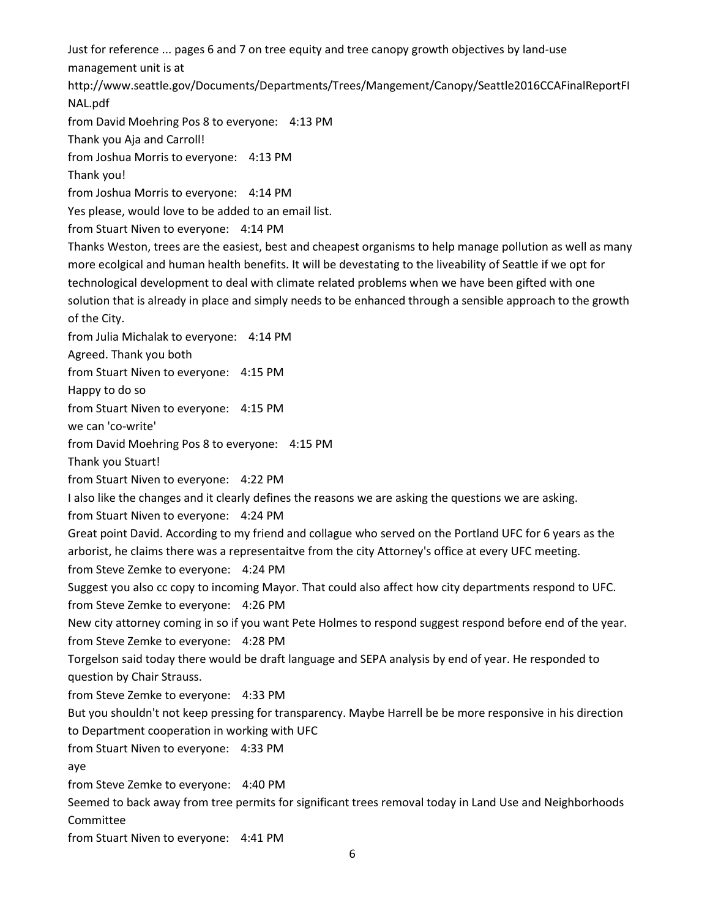Just for reference ... pages 6 and 7 on tree equity and tree canopy growth objectives by land-use management unit is at

http://www.seattle.gov/Documents/Departments/Trees/Mangement/Canopy/Seattle2016CCAFinalReportFINAL.pdf

from David Moehring Pos 8 to everyone: 4:13 PM

Thank you Aja and Carroll!

from Joshua Morris to everyone: 4:13 PM

Thank you!

from Joshua Morris to everyone: 4:14 PM

Yes please, would love to be added to an email list.

from Stuart Niven to everyone: 4:14 PM

Thanks Weston, trees are the easiest, best and cheapest organisms to help manage pollution as well as many more ecolgical and human health benefits. It will be devestating to the liveability of Seattle if we opt for technological development to deal with climate related problems when we have been gifted with one solution that is already in place and simply needs to be enhanced through a sensible approach to the growth of the City.

from Julia Michalak to everyone: 4:14 PM

Agreed. Thank you both

from Stuart Niven to everyone: 4:15 PM

Happy to do so

from Stuart Niven to everyone: 4:15 PM

we can 'co-write'

from David Moehring Pos 8 to everyone: 4:15 PM

Thank you Stuart!

from Stuart Niven to everyone: 4:22 PM

I also like the changes and it clearly defines the reasons we are asking the questions we are asking.

from Stuart Niven to everyone: 4:24 PM

Great point David. According to my friend and collague who served on the Portland UFC for 6 years as the arborist, he claims there was a representaitve from the city Attorney's office at every UFC meeting.

from Steve Zemke to everyone: 4:24 PM

Suggest you also cc copy to incoming Mayor. That could also affect how city departments respond to UFC.

from Steve Zemke to everyone: 4:26 PM

New city attorney coming in so if you want Pete Holmes to respond suggest respond before end of the year.

from Steve Zemke to everyone: 4:28 PM

Torgelson said today there would be draft language and SEPA analysis by end of year. He responded to question by Chair Strauss.

from Steve Zemke to everyone: 4:33 PM

But you shouldn't not keep pressing for transparency. Maybe Harrell be be more responsive in his direction to Department cooperation in working with UFC

from Stuart Niven to everyone: 4:33 PM

aye

from Steve Zemke to everyone: 4:40 PM

Seemed to back away from tree permits for significant trees removal today in Land Use and Neighborhoods Committee

from Stuart Niven to everyone: 4:41 PM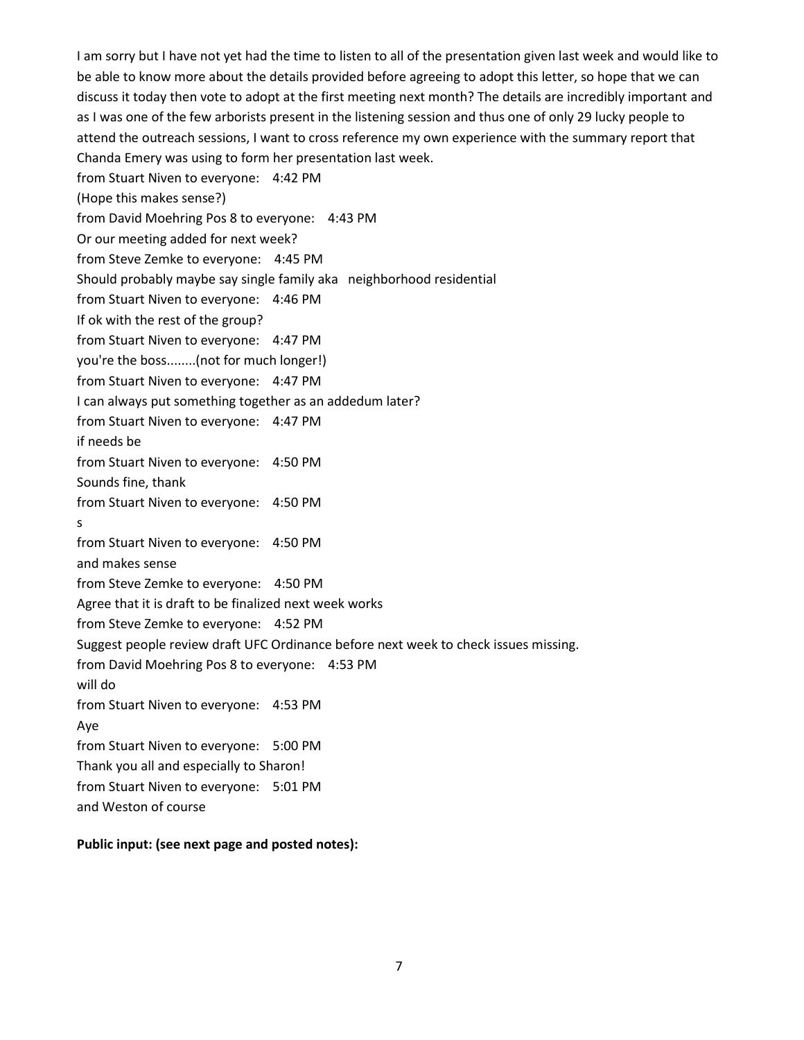I am sorry but I have not yet had the time to listen to all of the presentation given last week and would like to be able to know more about the details provided before agreeing to adopt this letter, so hope that we can discuss it today then vote to adopt at the first meeting next month? The details are incredibly important and as I was one of the few arborists present in the listening session and thus one of only 29 lucky people to attend the outreach sessions, I want to cross reference my own experience with the summary report that Chanda Emery was using to form her presentation last week.

from Stuart Niven to everyone: 4:42 PM

(Hope this makes sense?)

from David Moehring Pos 8 to everyone: 4:43 PM

Or our meeting added for next week?

from Steve Zemke to everyone: 4:45 PM

Should probably maybe say single family aka neighborhood residential

from Stuart Niven to everyone: 4:46 PM

If ok with the rest of the group?

from Stuart Niven to everyone: 4:47 PM

you're the boss........(not for much longer!)

from Stuart Niven to everyone: 4:47 PM

I can always put something together as an addedum later?

from Stuart Niven to everyone: 4:47 PM

if needs be

from Stuart Niven to everyone: 4:50 PM

Sounds fine, thank

from Stuart Niven to everyone: 4:50 PM

s

from Stuart Niven to everyone: 4:50 PM

and makes sense

from Steve Zemke to everyone: 4:50 PM

Agree that it is draft to be finalized next week works

from Steve Zemke to everyone: 4:52 PM

Suggest people review draft UFC Ordinance before next week to check issues missing.

from David Moehring Pos 8 to everyone: 4:53 PM

will do

from Stuart Niven to everyone: 4:53 PM

Aye

from Stuart Niven to everyone: 5:00 PM

Thank you all and especially to Sharon!

from Stuart Niven to everyone: 5:01 PM

and Weston of course

**Public input: (see next page and posted notes):**